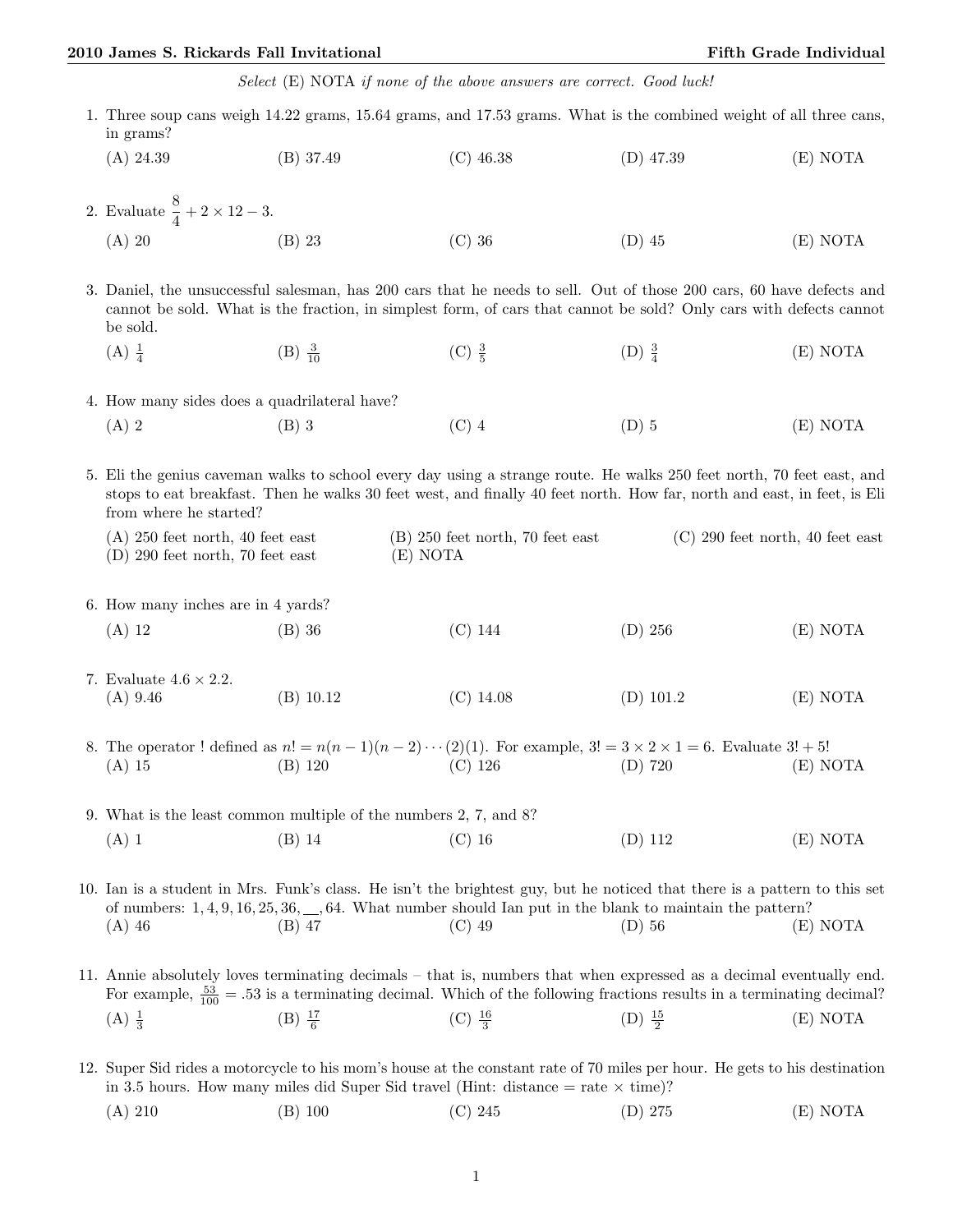*Select* (E) NOTA *if none of the above answers are correct. Good luck!*

1. Three soup cans weigh 14.22 grams, 15.64 grams, and 17.53 grams. What is the combined weight of all three cans, in grams?

   (A) 24.39 (B) 37.49 (C) 46.38 (D) 47.39 (E) NOTA

2. Evaluate $\frac{8}{4} + 2 \times 12 - 3$.

   (A) 20 (B) 23 (C) 36 (D) 45 (E) NOTA

3. Daniel, the unsuccessful salesman, has 200 cars that he needs to sell. Out of those 200 cars, 60 have defects and cannot be sold. What is the fraction, in simplest form, of cars that cannot be sold? Only cars with defects cannot be sold.

   (A) $\frac{1}{4}$ (B) $\frac{3}{10}$ (C) $\frac{3}{5}$ (D) $\frac{3}{4}$ (E) NOTA

4. How many sides does a quadrilateral have?

   (A) 2 (B) 3 (C) 4 (D) 5 (E) NOTA

5. Eli the genius caveman walks to school every day using a strange route. He walks 250 feet north, 70 feet east, and stops to eat breakfast. Then he walks 30 feet west, and finally 40 feet north. How far, north and east, in feet, is Eli from where he started?

   (A) 250 feet north, 40 feet east (B) 250 feet north, 70 feet east (C) 290 feet north, 40 feet east (D) 290 feet north, 70 feet east (E) NOTA

6. How many inches are in 4 yards?

   (A) 12 (B) 36 (C) 144 (D) 256 (E) NOTA

7. Evaluate $4.6 \times 2.2$.

   (A) 9.46 (B) 10.12 (C) 14.08 (D) 101.2 (E) NOTA

8. The operator ! defined as $n! = n(n-1)(n-2)\cdots(2)(1)$. For example, $3! = 3 \times 2 \times 1 = 6$. Evaluate $3! + 5!$

   (A) 15 (B) 120 (C) 126 (D) 720 (E) NOTA

9. What is the least common multiple of the numbers 2, 7, and 8?

   (A) 1 (B) 14 (C) 16 (D) 112 (E) NOTA

10. Ian is a student in Mrs. Funk's class. He isn't the brightest guy, but he noticed that there is a pattern to this set of numbers: $1, 4, 9, 16, 25, 36, \_\_, 64$. What number should Ian put in the blank to maintain the pattern?

    (A) 46 (B) 47 (C) 49 (D) 56 (E) NOTA

11. Annie absolutely loves terminating decimals – that is, numbers that when expressed as a decimal eventually end. For example, $\frac{53}{100} = .53$ is a terminating decimal. Which of the following fractions results in a terminating decimal?

    (A) $\frac{1}{3}$ (B) $\frac{17}{6}$ (C) $\frac{16}{3}$ (D) $\frac{15}{2}$ (E) NOTA

12. Super Sid rides a motorcycle to his mom's house at the constant rate of 70 miles per hour. He gets to his destination in 3.5 hours. How many miles did Super Sid travel (Hint: distance = rate × time)?

    (A) 210 (B) 100 (C) 245 (D) 275 (E) NOTA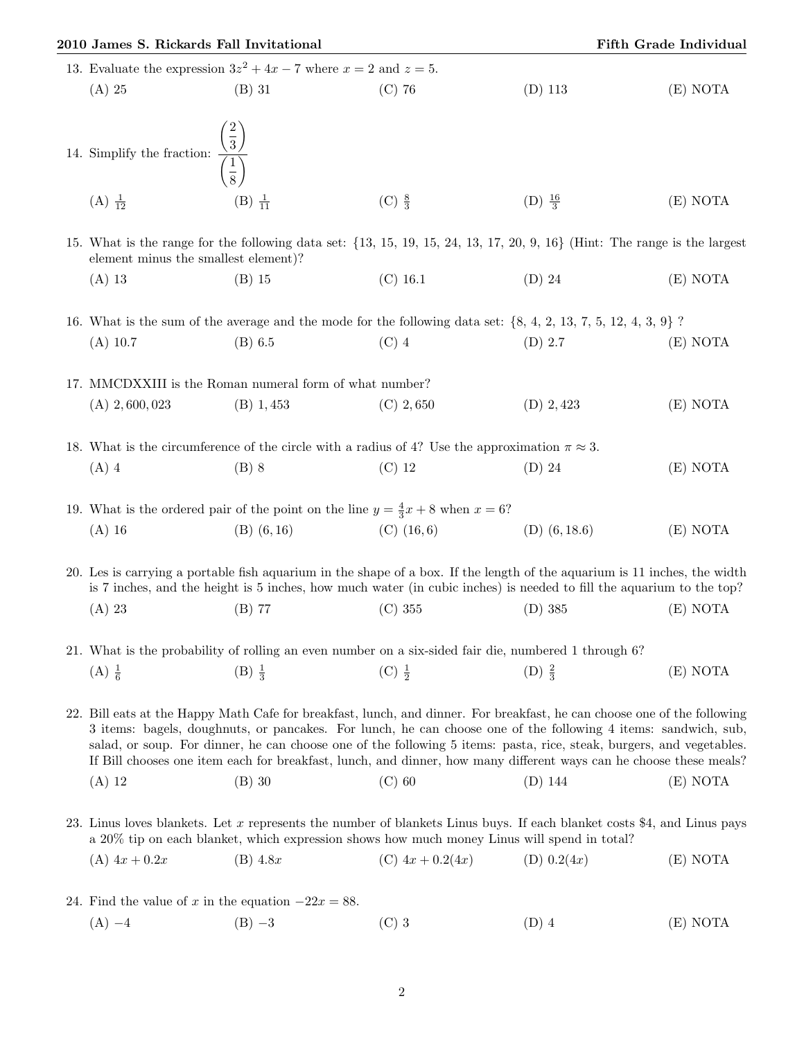13. Evaluate the expression $3z^2 + 4x - 7$ where $x = 2$ and $z = 5$.

(A) 25 (B) 31 (C) 76 (D) 113 (E) NOTA

14. Simplify the fraction: $\dfrac{\left(\dfrac{2}{3}\right)}{\left(\dfrac{1}{8}\right)}$

(A) $\frac{1}{12}$ (B) $\frac{1}{11}$ (C) $\frac{8}{3}$ (D) $\frac{16}{3}$ (E) NOTA

15. What is the range for the following data set: {13, 15, 19, 15, 24, 13, 17, 20, 9, 16} (Hint: The range is the largest element minus the smallest element)?

(A) 13 (B) 15 (C) 16.1 (D) 24 (E) NOTA

16. What is the sum of the average and the mode for the following data set: {8, 4, 2, 13, 7, 5, 12, 4, 3, 9} ?

(A) 10.7 (B) 6.5 (C) 4 (D) 2.7 (E) NOTA

17. MMCDXXIII is the Roman numeral form of what number?

(A) 2,600,023 (B) 1,453 (C) 2,650 (D) 2,423 (E) NOTA

18. What is the circumference of the circle with a radius of 4? Use the approximation $\pi \approx 3$.

(A) 4 (B) 8 (C) 12 (D) 24 (E) NOTA

19. What is the ordered pair of the point on the line $y = \frac{4}{3}x + 8$ when $x = 6$?

(A) 16 (B) $(6, 16)$ (C) $(16, 6)$ (D) $(6, 18.6)$ (E) NOTA

20. Les is carrying a portable fish aquarium in the shape of a box. If the length of the aquarium is 11 inches, the width is 7 inches, and the height is 5 inches, how much water (in cubic inches) is needed to fill the aquarium to the top?

(A) 23 (B) 77 (C) 355 (D) 385 (E) NOTA

21. What is the probability of rolling an even number on a six-sided fair die, numbered 1 through 6?

(A) $\frac{1}{6}$ (B) $\frac{1}{3}$ (C) $\frac{1}{2}$ (D) $\frac{2}{3}$ (E) NOTA

22. Bill eats at the Happy Math Cafe for breakfast, lunch, and dinner. For breakfast, he can choose one of the following 3 items: bagels, doughnuts, or pancakes. For lunch, he can choose one of the following 4 items: sandwich, sub, salad, or soup. For dinner, he can choose one of the following 5 items: pasta, rice, steak, burgers, and vegetables. If Bill chooses one item each for breakfast, lunch, and dinner, how many different ways can he choose these meals?

(A) 12 (B) 30 (C) 60 (D) 144 (E) NOTA

23. Linus loves blankets. Let $x$ represents the number of blankets Linus buys. If each blanket costs \$4, and Linus pays a 20% tip on each blanket, which expression shows how much money Linus will spend in total?

(A) $4x + 0.2x$ (B) $4.8x$ (C) $4x + 0.2(4x)$ (D) $0.2(4x)$ (E) NOTA

24. Find the value of $x$ in the equation $-22x = 88$.

(A) $-4$ (B) $-3$ (C) 3 (D) 4 (E) NOTA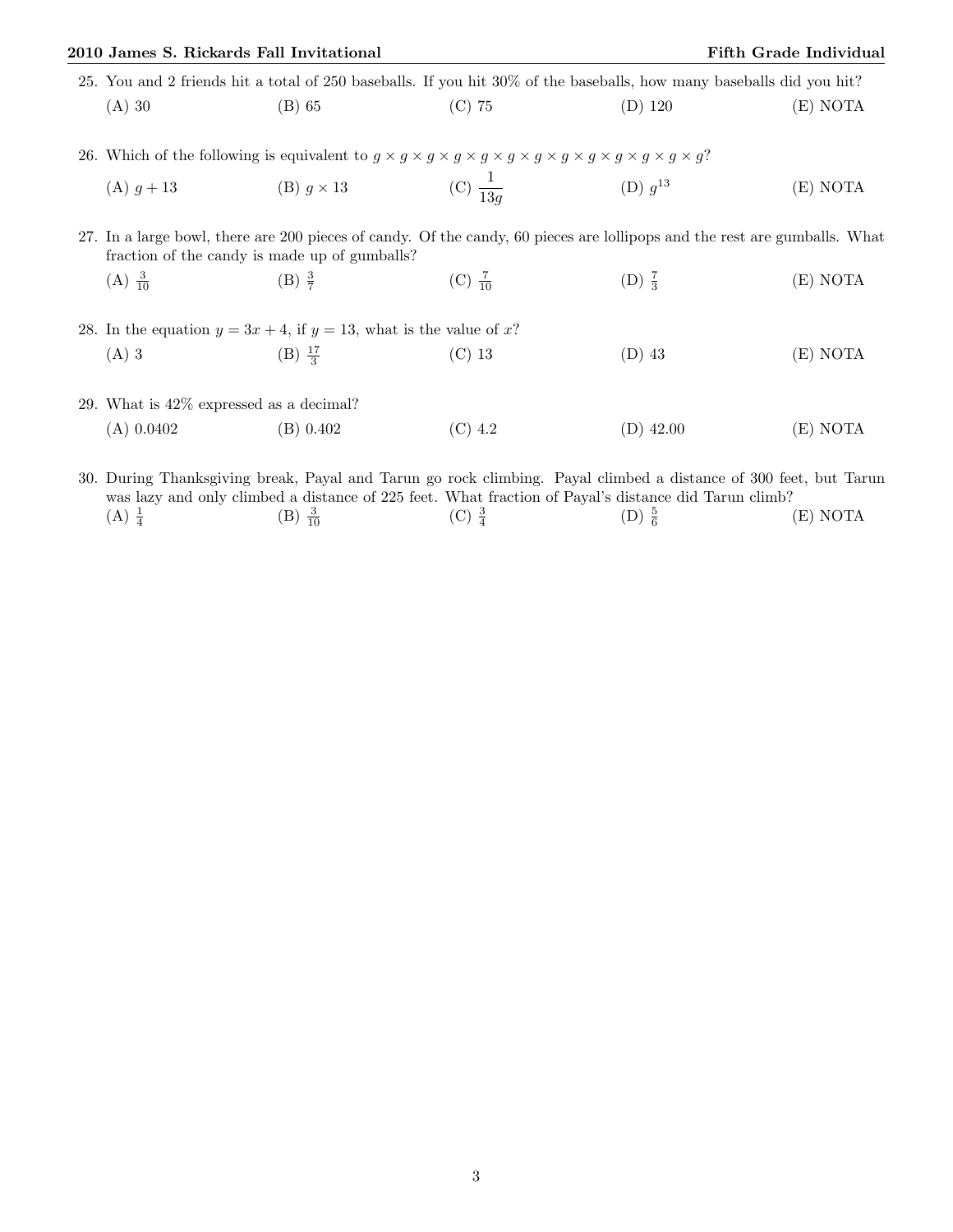25. You and 2 friends hit a total of 250 baseballs. If you hit 30% of the baseballs, how many baseballs did you hit?

(A) 30 (B) 65 (C) 75 (D) 120 (E) NOTA

26. Which of the following is equivalent to $g \times g \times g \times g \times g \times g \times g \times g \times g \times g \times g \times g \times g$?

(A) $g + 13$ (B) $g \times 13$ (C) $\frac{1}{13g}$ (D) $g^{13}$ (E) NOTA

27. In a large bowl, there are 200 pieces of candy. Of the candy, 60 pieces are lollipops and the rest are gumballs. What fraction of the candy is made up of gumballs?

(A) $\frac{3}{10}$ (B) $\frac{3}{7}$ (C) $\frac{7}{10}$ (D) $\frac{7}{3}$ (E) NOTA

28. In the equation $y = 3x + 4$, if $y = 13$, what is the value of $x$?

(A) 3 (B) $\frac{17}{3}$ (C) 13 (D) 43 (E) NOTA

29. What is 42% expressed as a decimal?

(A) 0.0402 (B) 0.402 (C) 4.2 (D) 42.00 (E) NOTA

30. During Thanksgiving break, Payal and Tarun go rock climbing. Payal climbed a distance of 300 feet, but Tarun was lazy and only climbed a distance of 225 feet. What fraction of Payal's distance did Tarun climb?

(A) $\frac{1}{4}$ (B) $\frac{3}{10}$ (C) $\frac{3}{4}$ (D) $\frac{5}{6}$ (E) NOTA